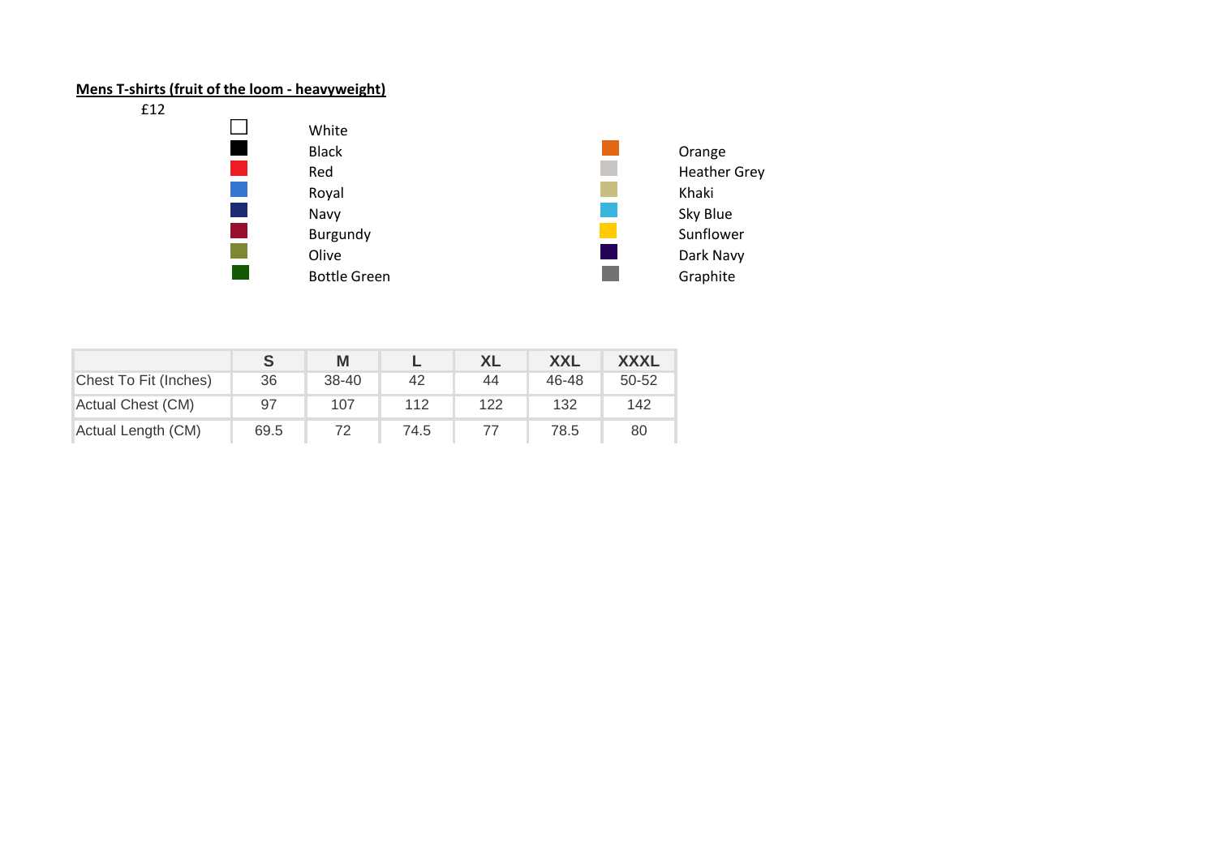**Mens T-shirts (fruit of the loom - heavyweight)**

£12

- White
- Black
- Red
- Royal
- Navy
- Burgundy
- Olive
- Bottle Green
- Orange
- Heather Grey
- Khaki
- Sky Blue
- Sunflower
- Dark Navy
- Graphite

| | S | M | L | XL | XXL | XXXL |
|---|---|---|---|---|---|---|
| Chest To Fit (Inches) | 36 | 38-40 | 42 | 44 | 46-48 | 50-52 |
| Actual Chest (CM) | 97 | 107 | 112 | 122 | 132 | 142 |
| Actual Length (CM) | 69.5 | 72 | 74.5 | 77 | 78.5 | 80 |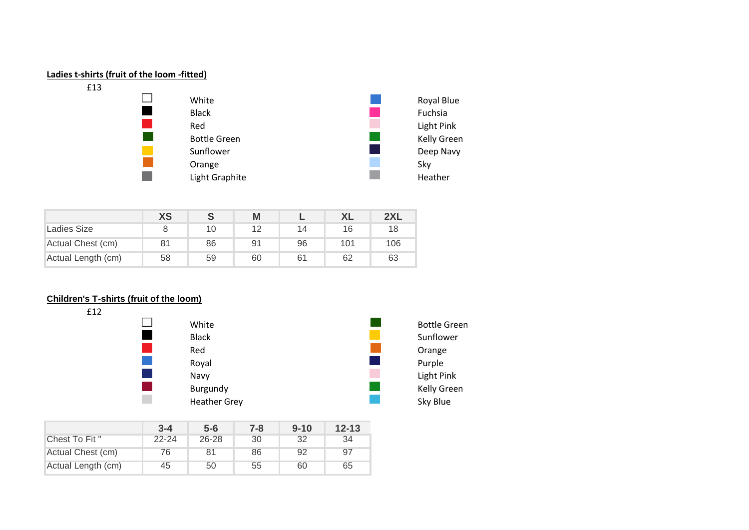**Ladies t-shirts (fruit of the loom -fitted)**

£13

- White
- Black
- Red
- Bottle Green
- Sunflower
- Orange
- Light Graphite
- Royal Blue
- Fuchsia
- Light Pink
- Kelly Green
- Deep Navy
- Sky
- Heather

| | XS | S | M | L | XL | 2XL |
|---|---|---|---|---|---|---|
| Ladies Size | 8 | 10 | 12 | 14 | 16 | 18 |
| Actual Chest (cm) | 81 | 86 | 91 | 96 | 101 | 106 |
| Actual Length (cm) | 58 | 59 | 60 | 61 | 62 | 63 |

**Children's T-shirts (fruit of the loom)**

£12

- White
- Black
- Red
- Royal
- Navy
- Burgundy
- Heather Grey
- Bottle Green
- Sunflower
- Orange
- Purple
- Light Pink
- Kelly Green
- Sky Blue

| | 3-4 | 5-6 | 7-8 | 9-10 | 12-13 |
|---|---|---|---|---|---|
| Chest To Fit " | 22-24 | 26-28 | 30 | 32 | 34 |
| Actual Chest (cm) | 76 | 81 | 86 | 92 | 97 |
| Actual Length (cm) | 45 | 50 | 55 | 60 | 65 |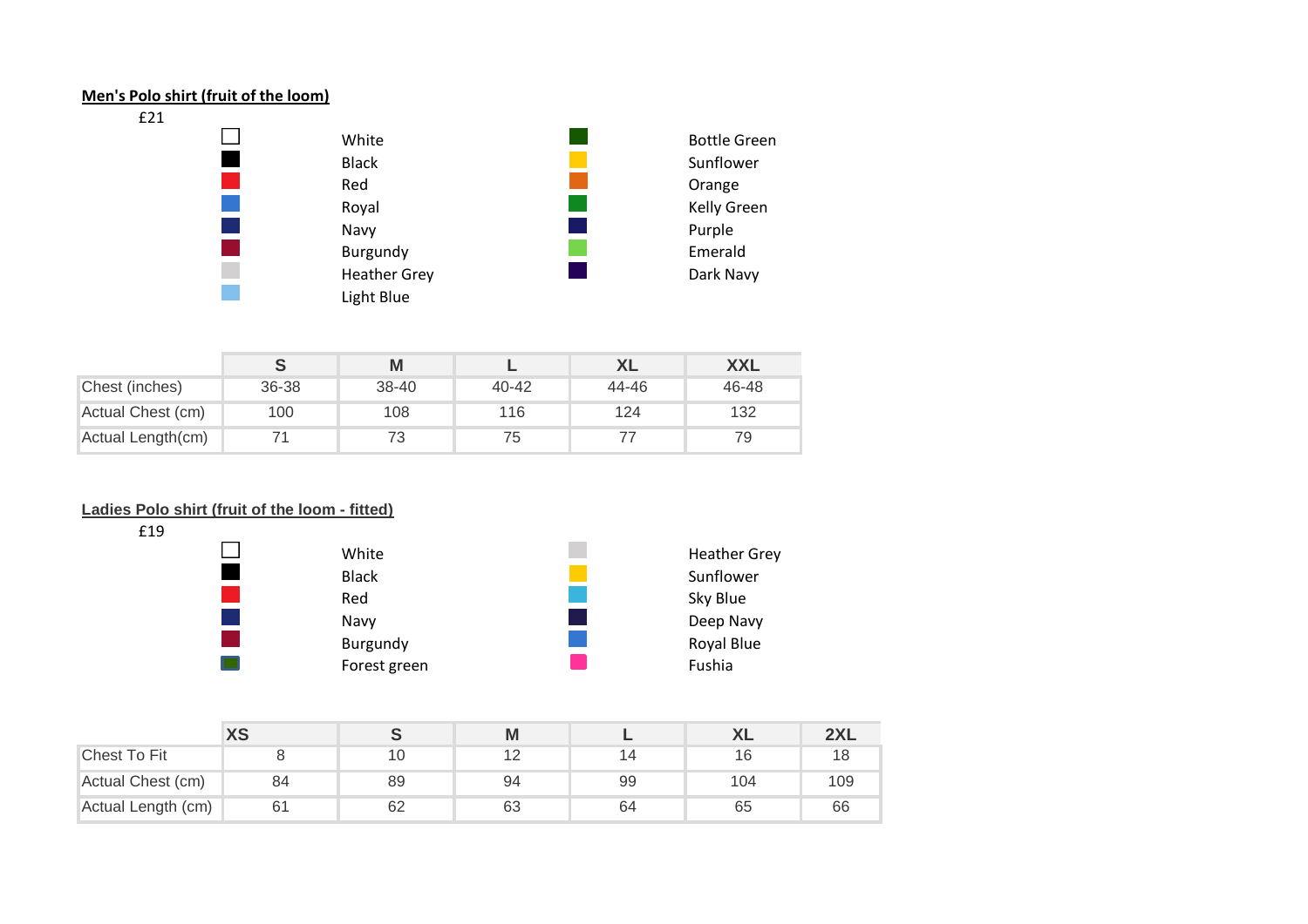**Men's Polo shirt (fruit of the loom)**

£21

| | |
|---|---|
| White | Bottle Green |
| Black | Sunflower |
| Red | Orange |
| Royal | Kelly Green |
| Navy | Purple |
| Burgundy | Emerald |
| Heather Grey | Dark Navy |
| Light Blue | |

| | S | M | L | XL | XXL |
|---|---|---|---|---|---|
| Chest (inches) | 36-38 | 38-40 | 40-42 | 44-46 | 46-48 |
| Actual Chest (cm) | 100 | 108 | 116 | 124 | 132 |
| Actual Length(cm) | 71 | 73 | 75 | 77 | 79 |

**Ladies Polo shirt (fruit of the loom - fitted)**

£19

| | |
|---|---|
| White | Heather Grey |
| Black | Sunflower |
| Red | Sky Blue |
| Navy | Deep Navy |
| Burgundy | Royal Blue |
| Forest green | Fushia |

| | XS | S | M | L | XL | 2XL |
|---|---|---|---|---|---|---|
| Chest To Fit | 8 | 10 | 12 | 14 | 16 | 18 |
| Actual Chest (cm) | 84 | 89 | 94 | 99 | 104 | 109 |
| Actual Length (cm) | 61 | 62 | 63 | 64 | 65 | 66 |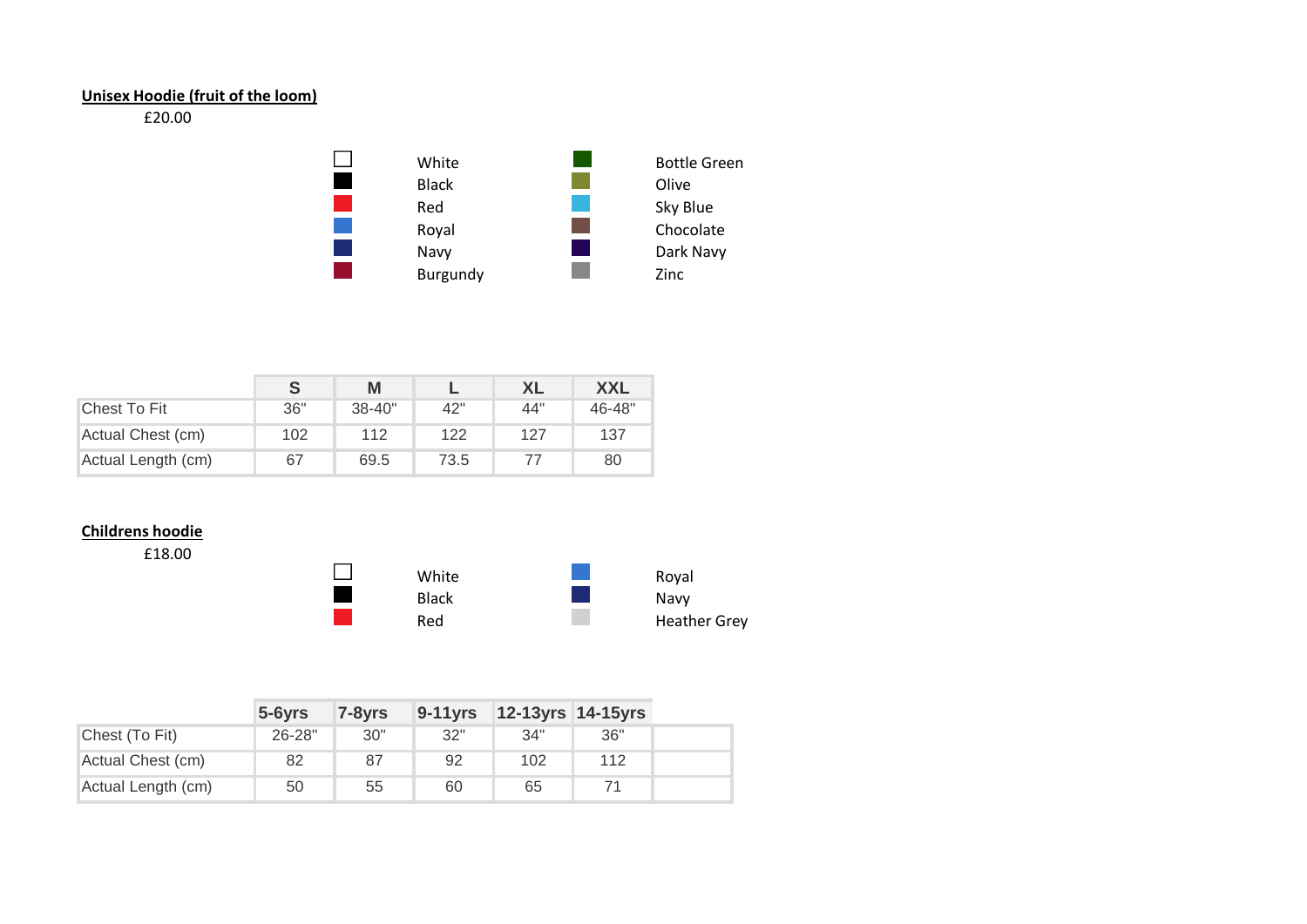**Unisex Hoodie (fruit of the loom)**

£20.00

| Colour | Colour |
| --- | --- |
| White | Bottle Green |
| Black | Olive |
| Red | Sky Blue |
| Royal | Chocolate |
| Navy | Dark Navy |
| Burgundy | Zinc |

| | S | M | L | XL | XXL |
| --- | --- | --- | --- | --- | --- |
| Chest To Fit | 36" | 38-40" | 42" | 44" | 46-48" |
| Actual Chest (cm) | 102 | 112 | 122 | 127 | 137 |
| Actual Length (cm) | 67 | 69.5 | 73.5 | 77 | 80 |

**Childrens hoodie**

£18.00

| Colour | Colour |
| --- | --- |
| White | Royal |
| Black | Navy |
| Red | Heather Grey |

| | 5-6yrs | 7-8yrs | 9-11yrs | 12-13yrs | 14-15yrs |
| --- | --- | --- | --- | --- | --- |
| Chest (To Fit) | 26-28" | 30" | 32" | 34" | 36" |
| Actual Chest (cm) | 82 | 87 | 92 | 102 | 112 |
| Actual Length (cm) | 50 | 55 | 60 | 65 | 71 |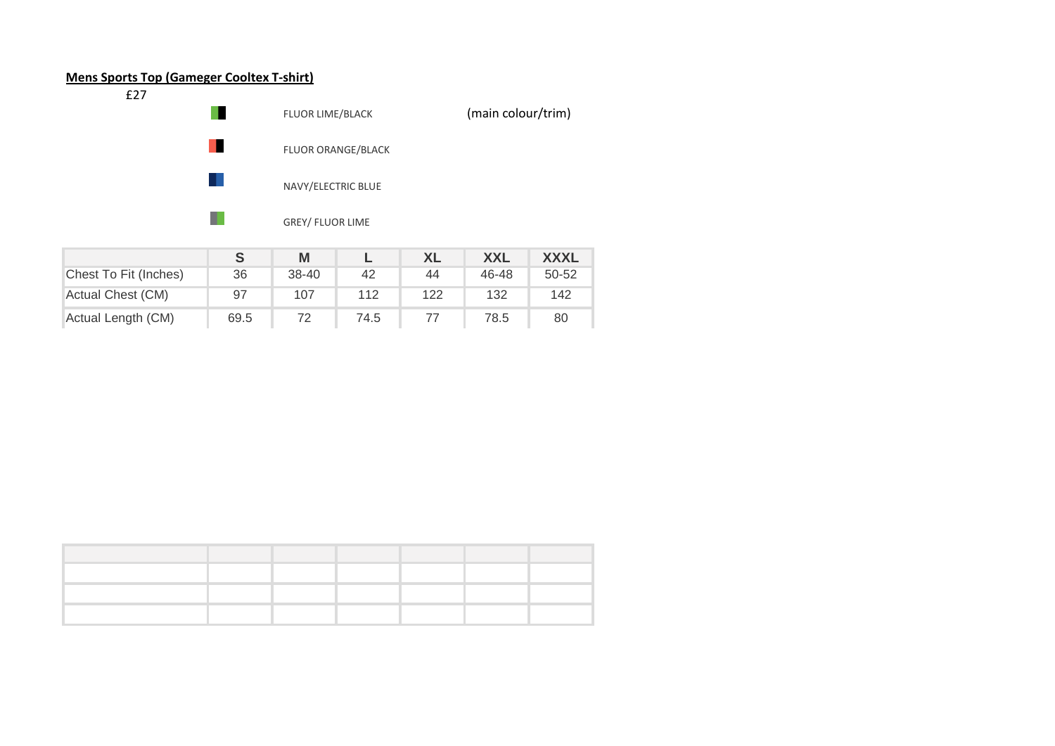**Mens Sports Top (Gameger Cooltex T-shirt)**

£27

FLUOR LIME/BLACK (main colour/trim)

FLUOR ORANGE/BLACK

NAVY/ELECTRIC BLUE

GREY/ FLUOR LIME

| | S | M | L | XL | XXL | XXXL |
|---|---|---|---|---|---|---|
| Chest To Fit (Inches) | 36 | 38-40 | 42 | 44 | 46-48 | 50-52 |
| Actual Chest (CM) | 97 | 107 | 112 | 122 | 132 | 142 |
| Actual Length (CM) | 69.5 | 72 | 74.5 | 77 | 78.5 | 80 |